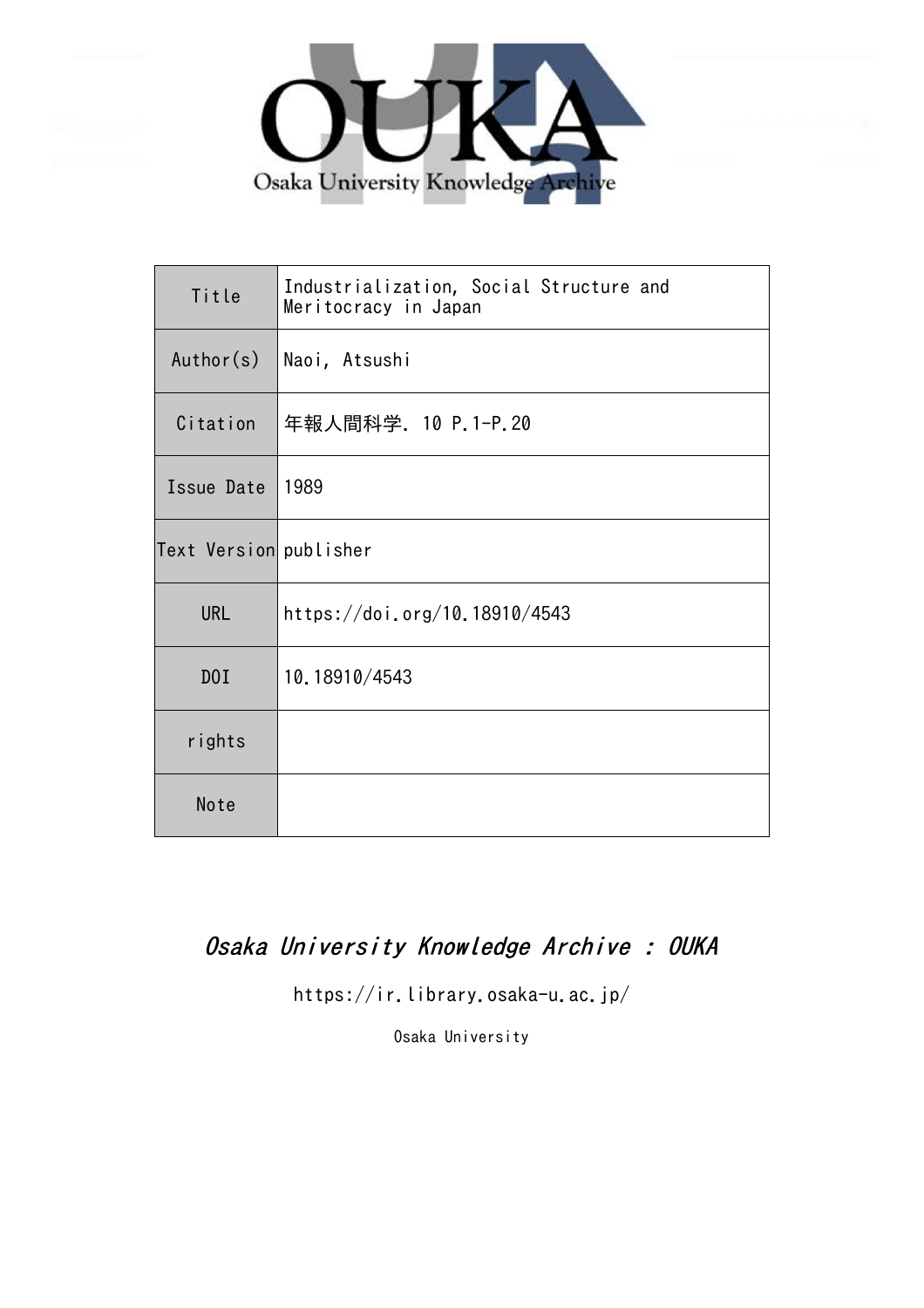# OUKA

Osaka University Knowledge Archive

| Title | Industrialization, Social Structure and Meritocracy in Japan |
| --- | --- |
| Author(s) | Naoi, Atsushi |
| Citation | 年報人間科学. 10 P.1-P.20 |
| Issue Date | 1989 |
| Text Version | publisher |
| URL | https://doi.org/10.18910/4543 |
| DOI | 10.18910/4543 |
| rights | |
| Note | |

*Osaka University Knowledge Archive : OUKA*

https://ir.library.osaka-u.ac.jp/

Osaka University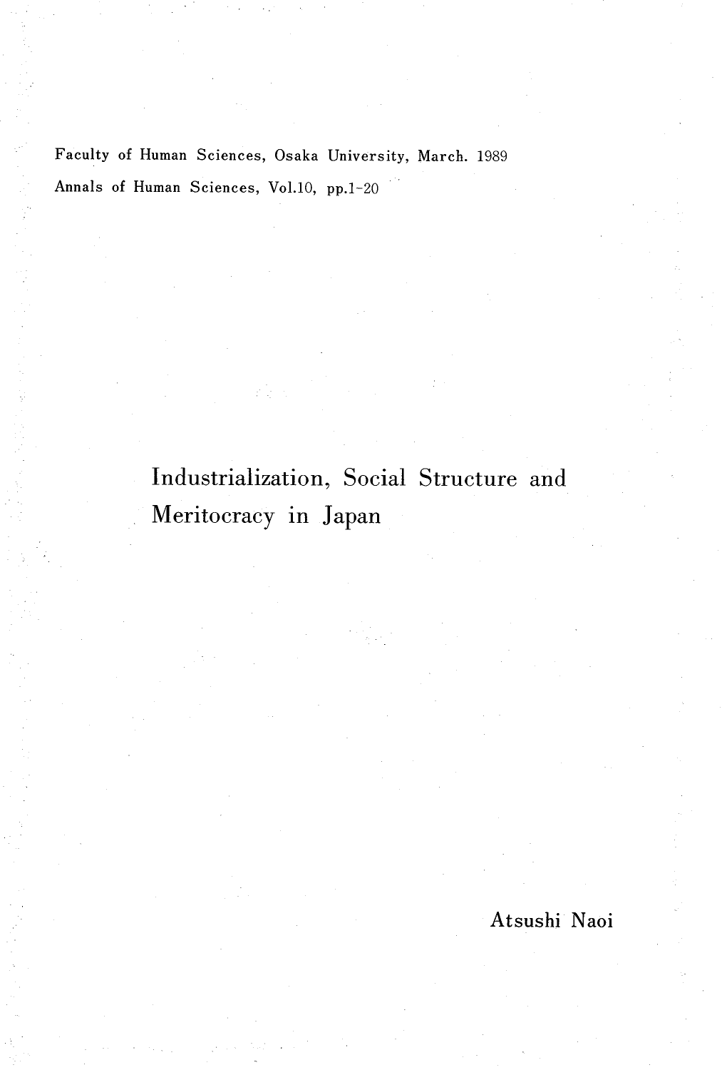Faculty of Human Sciences, Osaka University, March. 1989

Annals of Human Sciences, Vol.10, pp.1-20

# Industrialization, Social Structure and Meritocracy in Japan

Atsushi Naoi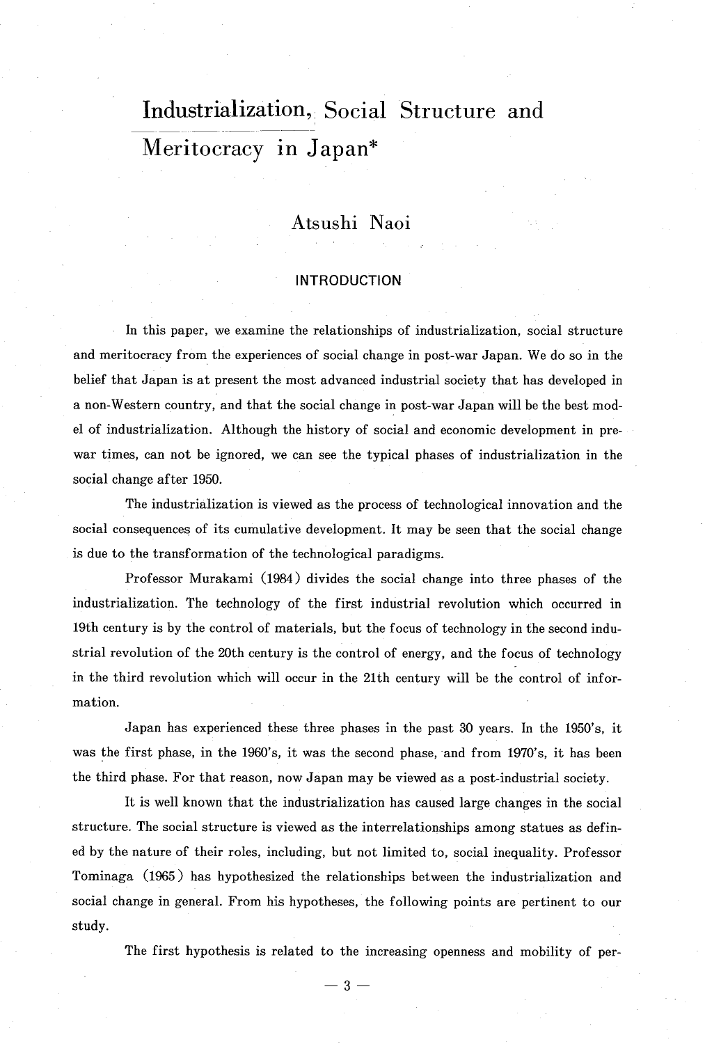# Industrialization, Social Structure and Meritocracy in Japan*

Atsushi Naoi

## INTRODUCTION

In this paper, we examine the relationships of industrialization, social structure and meritocracy from the experiences of social change in post-war Japan. We do so in the belief that Japan is at present the most advanced industrial society that has developed in a non-Western country, and that the social change in post-war Japan will be the best model of industrialization. Although the history of social and economic development in pre-war times, can not be ignored, we can see the typical phases of industrialization in the social change after 1950.

The industrialization is viewed as the process of technological innovation and the social consequences of its cumulative development. It may be seen that the social change is due to the transformation of the technological paradigms.

Professor Murakami (1984) divides the social change into three phases of the industrialization. The technology of the first industrial revolution which occurred in 19th century is by the control of materials, but the focus of technology in the second industrial revolution of the 20th century is the control of energy, and the focus of technology in the third revolution which will occur in the 21th century will be the control of information.

Japan has experienced these three phases in the past 30 years. In the 1950's, it was the first phase, in the 1960's, it was the second phase, and from 1970's, it has been the third phase. For that reason, now Japan may be viewed as a post-industrial society.

It is well known that the industrialization has caused large changes in the social structure. The social structure is viewed as the interrelationships among statues as defined by the nature of their roles, including, but not limited to, social inequality. Professor Tominaga (1965) has hypothesized the relationships between the industrialization and social change in general. From his hypotheses, the following points are pertinent to our study.

The first hypothesis is related to the increasing openness and mobility of per-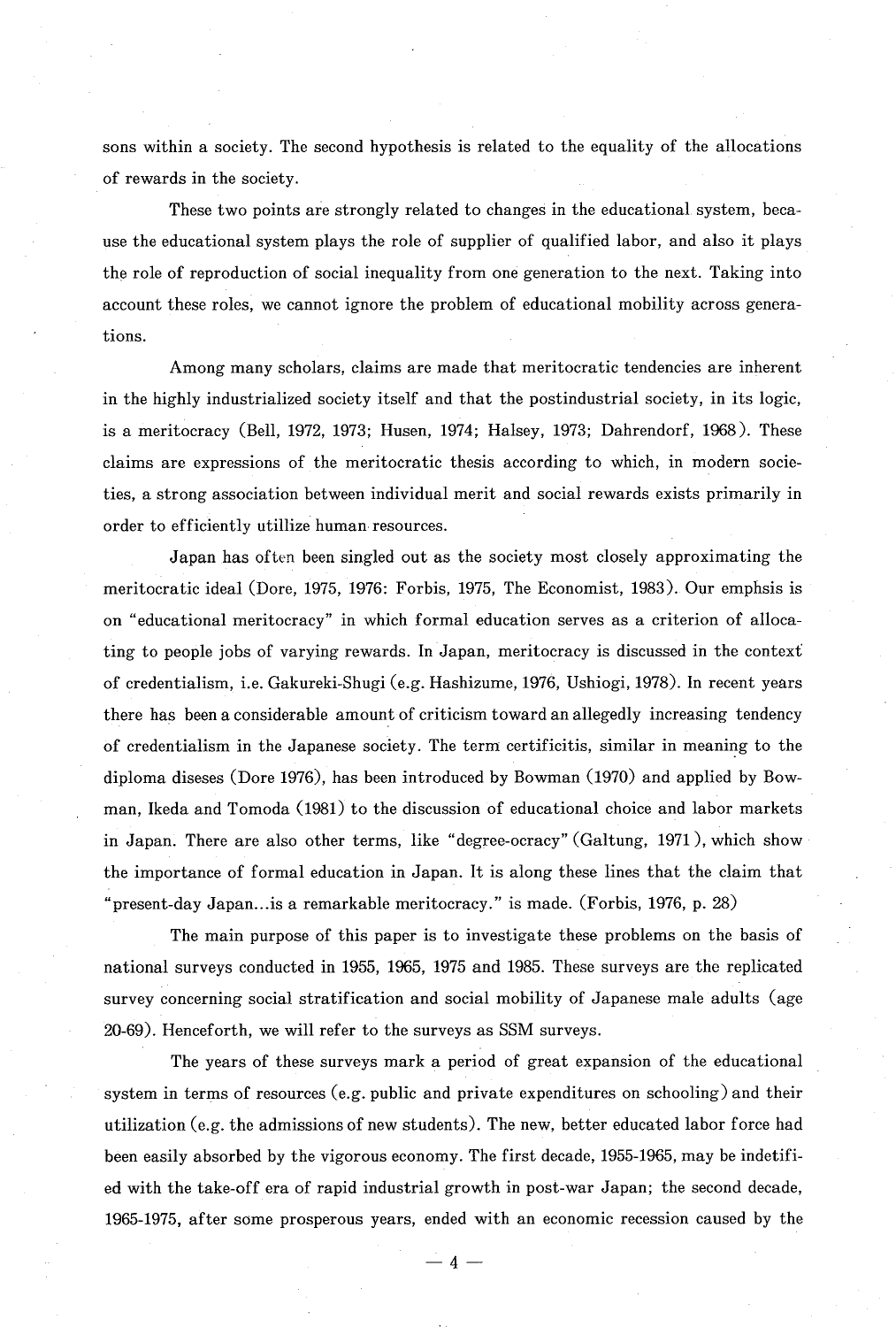sons within a society. The second hypothesis is related to the equality of the allocations of rewards in the society.

These two points are strongly related to changes in the educational system, because the educational system plays the role of supplier of qualified labor, and also it plays the role of reproduction of social inequality from one generation to the next. Taking into account these roles, we cannot ignore the problem of educational mobility across generations.

Among many scholars, claims are made that meritocratic tendencies are inherent in the highly industrialized society itself and that the postindustrial society, in its logic, is a meritocracy (Bell, 1972, 1973; Husen, 1974; Halsey, 1973; Dahrendorf, 1968). These claims are expressions of the meritocratic thesis according to which, in modern societies, a strong association between individual merit and social rewards exists primarily in order to efficiently utillize human resources.

Japan has often been singled out as the society most closely approximating the meritocratic ideal (Dore, 1975, 1976: Forbis, 1975, The Economist, 1983). Our emphsis is on "educational meritocracy" in which formal education serves as a criterion of allocating to people jobs of varying rewards. In Japan, meritocracy is discussed in the context of credentialism, i.e. Gakureki-Shugi (e.g. Hashizume, 1976, Ushiogi, 1978). In recent years there has been a considerable amount of criticism toward an allegedly increasing tendency of credentialism in the Japanese society. The term certificitis, similar in meaning to the diploma diseses (Dore 1976), has been introduced by Bowman (1970) and applied by Bowman, Ikeda and Tomoda (1981) to the discussion of educational choice and labor markets in Japan. There are also other terms, like "degree-ocracy" (Galtung, 1971), which show the importance of formal education in Japan. It is along these lines that the claim that "present-day Japan...is a remarkable meritocracy." is made. (Forbis, 1976, p. 28)

The main purpose of this paper is to investigate these problems on the basis of national surveys conducted in 1955, 1965, 1975 and 1985. These surveys are the replicated survey concerning social stratification and social mobility of Japanese male adults (age 20-69). Henceforth, we will refer to the surveys as SSM surveys.

The years of these surveys mark a period of great expansion of the educational system in terms of resources (e.g. public and private expenditures on schooling) and their utilization (e.g. the admissions of new students). The new, better educated labor force had been easily absorbed by the vigorous economy. The first decade, 1955-1965, may be indetified with the take-off era of rapid industrial growth in post-war Japan; the second decade, 1965-1975, after some prosperous years, ended with an economic recession caused by the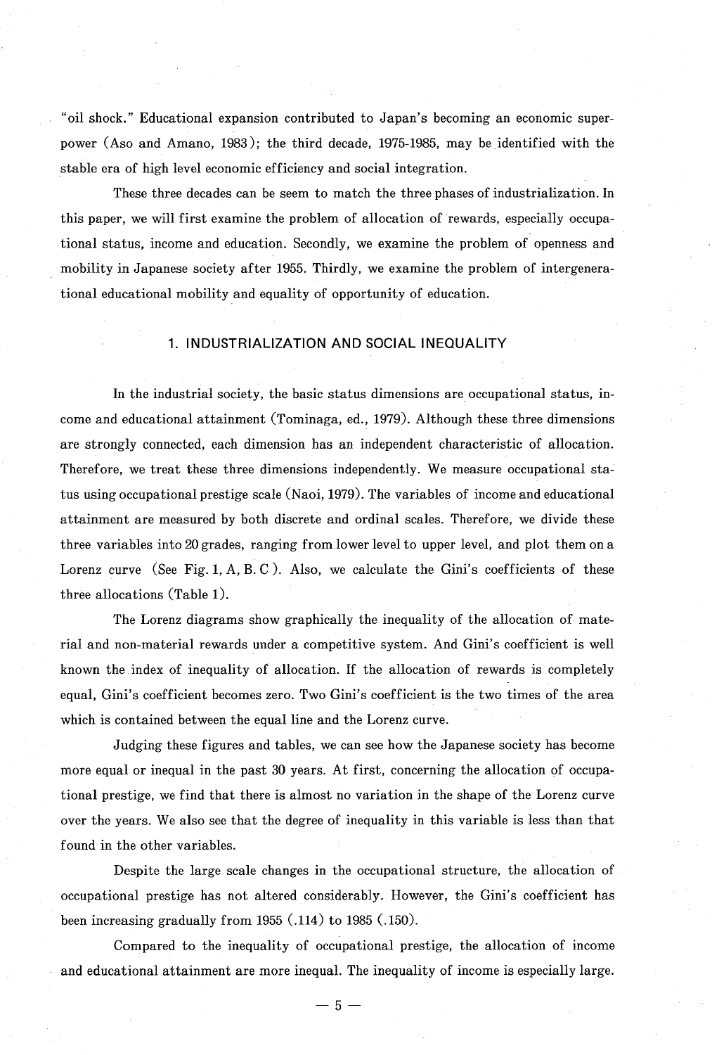"oil shock." Educational expansion contributed to Japan's becoming an economic superpower (Aso and Amano, 1983); the third decade, 1975-1985, may be identified with the stable era of high level economic efficiency and social integration.

These three decades can be seem to match the three phases of industrialization. In this paper, we will first examine the problem of allocation of rewards, especially occupational status, income and education. Secondly, we examine the problem of openness and mobility in Japanese society after 1955. Thirdly, we examine the problem of intergenerational educational mobility and equality of opportunity of education.

## 1. INDUSTRIALIZATION AND SOCIAL INEQUALITY

In the industrial society, the basic status dimensions are occupational status, income and educational attainment (Tominaga, ed., 1979). Although these three dimensions are strongly connected, each dimension has an independent characteristic of allocation. Therefore, we treat these three dimensions independently. We measure occupational status using occupational prestige scale (Naoi, 1979). The variables of income and educational attainment are measured by both discrete and ordinal scales. Therefore, we divide these three variables into 20 grades, ranging from lower level to upper level, and plot them on a Lorenz curve (See Fig. 1, A, B. C ). Also, we calculate the Gini's coefficients of these three allocations (Table 1).

The Lorenz diagrams show graphically the inequality of the allocation of material and non-material rewards under a competitive system. And Gini's coefficient is well known the index of inequality of allocation. If the allocation of rewards is completely equal, Gini's coefficient becomes zero. Two Gini's coefficient is the two times of the area which is contained between the equal line and the Lorenz curve.

Judging these figures and tables, we can see how the Japanese society has become more equal or inequal in the past 30 years. At first, concerning the allocation of occupational prestige, we find that there is almost no variation in the shape of the Lorenz curve over the years. We also see that the degree of inequality in this variable is less than that found in the other variables.

Despite the large scale changes in the occupational structure, the allocation of occupational prestige has not altered considerably. However, the Gini's coefficient has been increasing gradually from 1955 (.114) to 1985 (.150).

Compared to the inequality of occupational prestige, the allocation of income and educational attainment are more inequal. The inequality of income is especially large.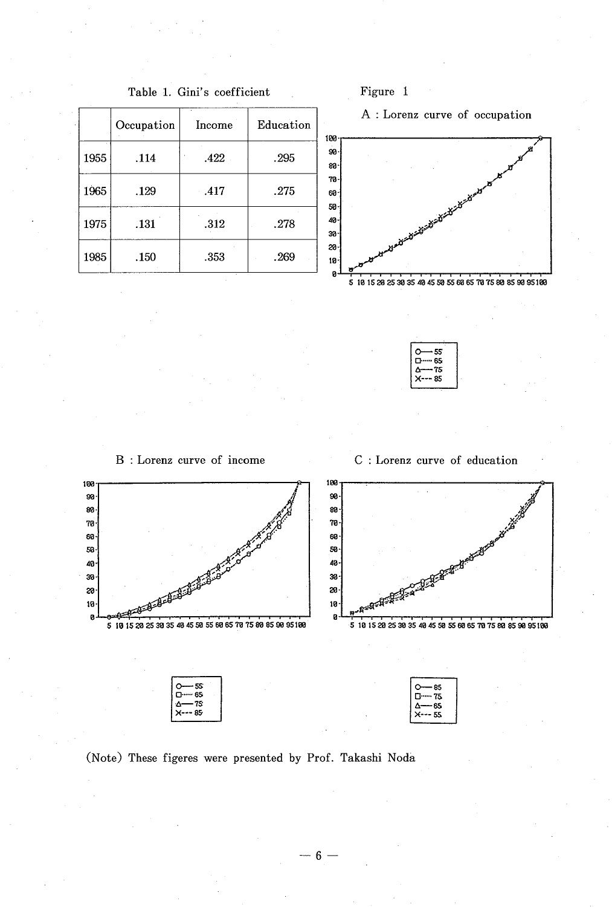Table 1. Gini's coefficient

| | Occupation | Income | Education |
|---|---|---|---|
| 1955 | .114 | .422 | .295 |
| 1965 | .129 | .417 | .275 |
| 1975 | .131 | .312 | .278 |
| 1985 | .150 | .353 | .269 |

Figure 1

A : Lorenz curve of occupation

B : Lorenz curve of income

C : Lorenz curve of education

(Note) These figeres were presented by Prof. Takashi Noda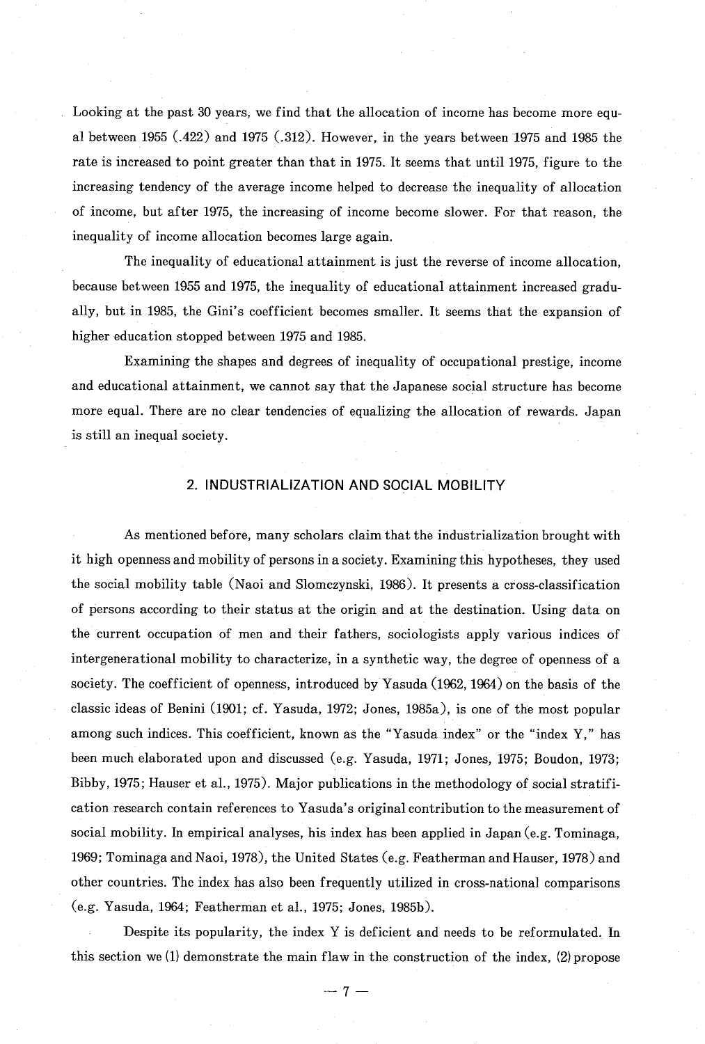Looking at the past 30 years, we find that the allocation of income has become more equal between 1955 (.422) and 1975 (.312). However, in the years between 1975 and 1985 the rate is increased to point greater than that in 1975. It seems that until 1975, figure to the increasing tendency of the average income helped to decrease the inequality of allocation of income, but after 1975, the increasing of income become slower. For that reason, the inequality of income allocation becomes large again.

The inequality of educational attainment is just the reverse of income allocation, because between 1955 and 1975, the inequality of educational attainment increased gradually, but in 1985, the Gini's coefficient becomes smaller. It seems that the expansion of higher education stopped between 1975 and 1985.

Examining the shapes and degrees of inequality of occupational prestige, income and educational attainment, we cannot say that the Japanese social structure has become more equal. There are no clear tendencies of equalizing the allocation of rewards. Japan is still an inequal society.

## 2. INDUSTRIALIZATION AND SOCIAL MOBILITY

As mentioned before, many scholars claim that the industrialization brought with it high openness and mobility of persons in a society. Examining this hypotheses, they used the social mobility table (Naoi and Slomczynski, 1986). It presents a cross-classification of persons according to their status at the origin and at the destination. Using data on the current occupation of men and their fathers, sociologists apply various indices of intergenerational mobility to characterize, in a synthetic way, the degree of openness of a society. The coefficient of openness, introduced by Yasuda (1962, 1964) on the basis of the classic ideas of Benini (1901; cf. Yasuda, 1972; Jones, 1985a), is one of the most popular among such indices. This coefficient, known as the "Yasuda index" or the "index Y," has been much elaborated upon and discussed (e.g. Yasuda, 1971; Jones, 1975; Boudon, 1973; Bibby, 1975; Hauser et al., 1975). Major publications in the methodology of social stratification research contain references to Yasuda's original contribution to the measurement of social mobility. In empirical analyses, his index has been applied in Japan (e.g. Tominaga, 1969; Tominaga and Naoi, 1978), the United States (e.g. Featherman and Hauser, 1978) and other countries. The index has also been frequently utilized in cross-national comparisons (e.g. Yasuda, 1964; Featherman et al., 1975; Jones, 1985b).

Despite its popularity, the index Y is deficient and needs to be reformulated. In this section we (1) demonstrate the main flaw in the construction of the index, (2) propose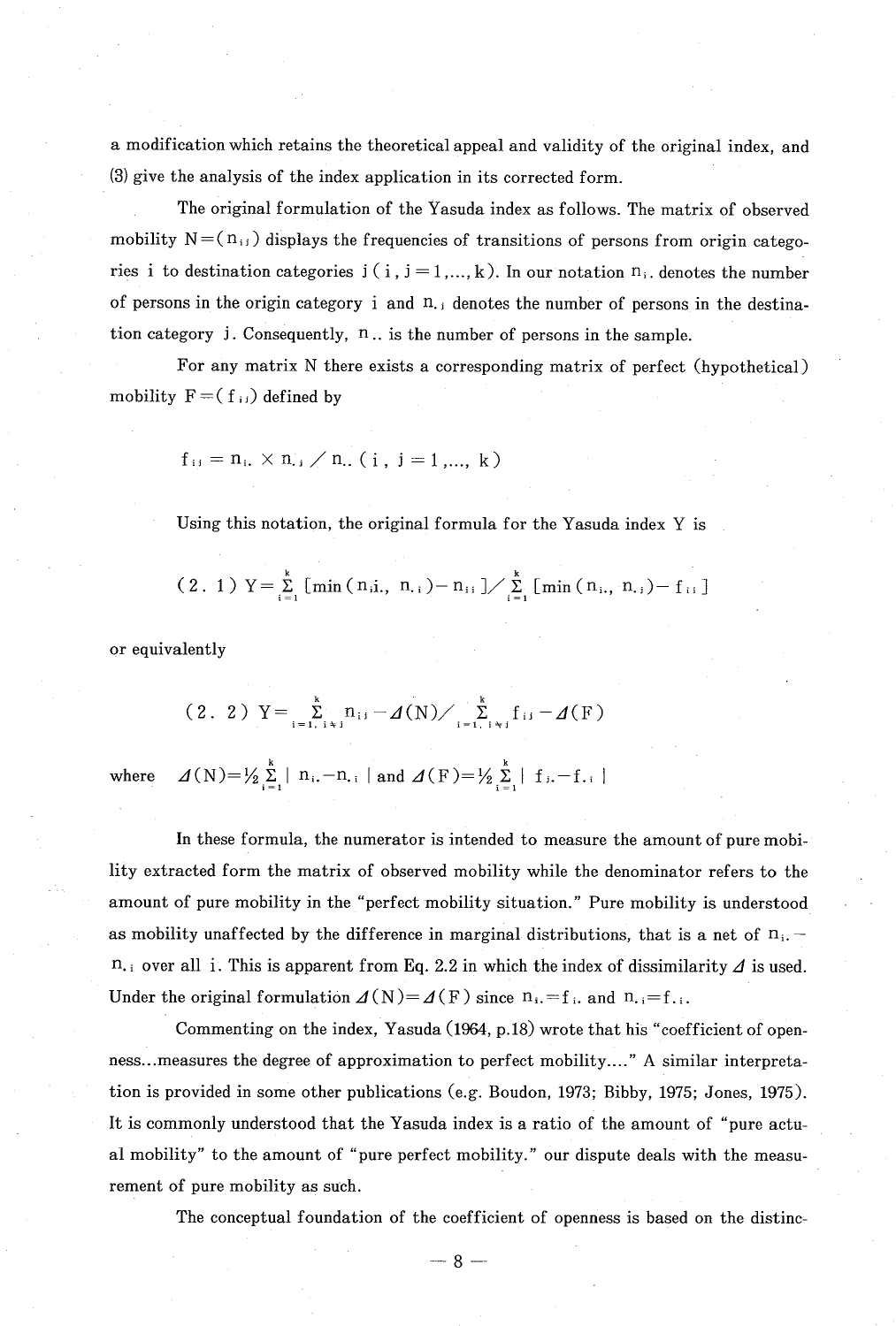a modification which retains the theoretical appeal and validity of the original index, and (3) give the analysis of the index application in its corrected form.

The original formulation of the Yasuda index as follows. The matrix of observed mobility $N=(n_{ij})$ displays the frequencies of transitions of persons from origin categories $i$ to destination categories $j$ ($i, j = 1, ..., k$). In our notation $n_{i.}$ denotes the number of persons in the origin category $i$ and $n_{.j}$ denotes the number of persons in the destination category $j$. Consequently, $n_{..}$ is the number of persons in the sample.

For any matrix N there exists a corresponding matrix of perfect (hypothetical) mobility $F=(f_{ij})$ defined by

$$f_{ij} = n_{i.} \times n_{.j} / n_{..} \quad (i, j = 1, ..., k)$$

Using this notation, the original formula for the Yasuda index Y is

$$(2.1) \quad Y = \sum_{i=1}^{k} [\min(n_{i.}, n_{.i}) - n_{ii}] / \sum_{i=1}^{k} [\min(n_{i.}, n_{.i}) - f_{ii}]$$

or equivalently

$$(2.2) \quad Y = \sum_{i=1, i \neq j}^{k} n_{ij} - \Delta(N) / \sum_{i=1, i \neq j}^{k} f_{ij} - \Delta(F)$$

where $\Delta(N) = \frac{1}{2} \sum_{i=1}^{k} | n_{i.} - n_{.i} |$ and $\Delta(F) = \frac{1}{2} \sum_{i=1}^{k} | f_{i.} - f_{.i} |$

In these formula, the numerator is intended to measure the amount of pure mobility extracted form the matrix of observed mobility while the denominator refers to the amount of pure mobility in the "perfect mobility situation." Pure mobility is understood as mobility unaffected by the difference in marginal distributions, that is a net of $n_{i.} - n_{.i}$ over all $i$. This is apparent from Eq. 2.2 in which the index of dissimilarity $\Delta$ is used. Under the original formulation $\Delta(N) = \Delta(F)$ since $n_{i.} = f_{i.}$ and $n_{.i} = f_{.i}$.

Commenting on the index, Yasuda (1964, p.18) wrote that his "coefficient of openness...measures the degree of approximation to perfect mobility...." A similar interpretation is provided in some other publications (e.g. Boudon, 1973; Bibby, 1975; Jones, 1975). It is commonly understood that the Yasuda index is a ratio of the amount of "pure actual mobility" to the amount of "pure perfect mobility." our dispute deals with the measurement of pure mobility as such.

The conceptual foundation of the coefficient of openness is based on the distinc-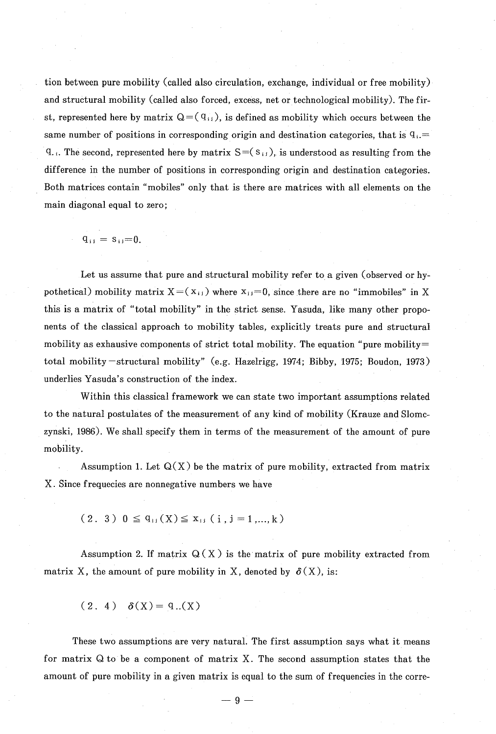tion between pure mobility (called also circulation, exchange, individual or free mobility) and structural mobility (called also forced, excess, net or technological mobility). The first, represented here by matrix $Q=(q_{ij})$, is defined as mobility which occurs between the same number of positions in corresponding origin and destination categories, that is $q_{i.}=q_{.i}$. The second, represented here by matrix $S=(s_{ij})$, is understood as resulting from the difference in the number of positions in corresponding origin and destination categories. Both matrices contain "mobiles" only that is there are matrices with all elements on the main diagonal equal to zero;

$$q_{ii} = s_{ii}=0.$$

Let us assume that pure and structural mobility refer to a given (observed or hypothetical) mobility matrix $X=(x_{ij})$ where $x_{ii}=0$, since there are no "immobiles" in X this is a matrix of "total mobility" in the strict sense. Yasuda, like many other proponents of the classical approach to mobility tables, explicitly treats pure and structural mobility as exhaustive components of strict total mobility. The equation "pure mobility= total mobility−structural mobility" (e.g. Hazelrigg, 1974; Bibby, 1975; Boudon, 1973) underlies Yasuda's construction of the index.

Within this classical framework we can state two important assumptions related to the natural postulates of the measurement of any kind of mobility (Krauze and Slomczynski, 1986). We shall specify them in terms of the measurement of the amount of pure mobility.

Assumption 1. Let $Q(X)$ be the matrix of pure mobility, extracted from matrix X. Since frequecies are nonnegative numbers we have

$$(2.3) \quad 0 \leqq q_{ij}(X) \leqq x_{ij} \; (i, j=1,\ldots, k)$$

Assumption 2. If matrix $Q(X)$ is the matrix of pure mobility extracted from matrix X, the amount of pure mobility in X, denoted by $\delta(X)$, is:

$$(2.4) \quad \delta(X) = q_{..}(X)$$

These two assumptions are very natural. The first assumption says what it means for matrix Q to be a component of matrix X. The second assumption states that the amount of pure mobility in a given matrix is equal to the sum of frequencies in the corre-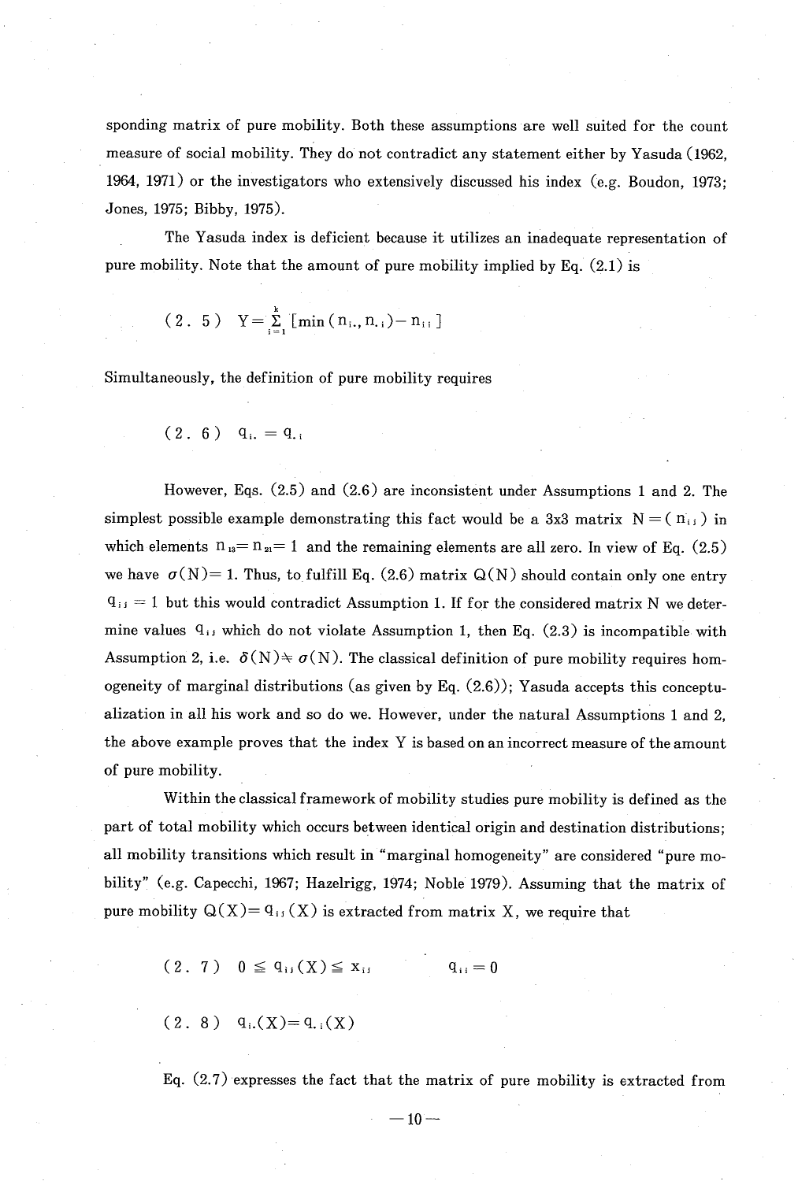sponding matrix of pure mobility. Both these assumptions are well suited for the count measure of social mobility. They do not contradict any statement either by Yasuda (1962, 1964, 1971) or the investigators who extensively discussed his index (e.g. Boudon, 1973; Jones, 1975; Bibby, 1975).

The Yasuda index is deficient because it utilizes an inadequate representation of pure mobility. Note that the amount of pure mobility implied by Eq. (2.1) is

$$(2.5) \quad Y = \sum_{i=1}^{k} [\min(n_{i.}, n_{.i}) - n_{ii}]$$

Simultaneously, the definition of pure mobility requires

$$(2.6) \quad q_{i.} = q_{.i}$$

However, Eqs. (2.5) and (2.6) are inconsistent under Assumptions 1 and 2. The simplest possible example demonstrating this fact would be a 3x3 matrix $N = (n_{ij})$ in which elements $n_{13} = n_{21} = 1$ and the remaining elements are all zero. In view of Eq. (2.5) we have $\sigma(N) = 1$. Thus, to fulfill Eq. (2.6) matrix $Q(N)$ should contain only one entry $q_{ij} = 1$ but this would contradict Assumption 1. If for the considered matrix N we determine values $q_{ij}$ which do not violate Assumption 1, then Eq. (2.3) is incompatible with Assumption 2, i.e. $\delta(N) \neq \sigma(N)$. The classical definition of pure mobility requires homogeneity of marginal distributions (as given by Eq. (2.6)); Yasuda accepts this conceptualization in all his work and so do we. However, under the natural Assumptions 1 and 2, the above example proves that the index Y is based on an incorrect measure of the amount of pure mobility.

Within the classical framework of mobility studies pure mobility is defined as the part of total mobility which occurs between identical origin and destination distributions; all mobility transitions which result in "marginal homogeneity" are considered "pure mobility" (e.g. Capecchi, 1967; Hazelrigg, 1974; Noble 1979). Assuming that the matrix of pure mobility $Q(X) = q_{ij}(X)$ is extracted from matrix X, we require that

$$(2.7) \quad 0 \leqq q_{ij}(X) \leqq x_{ij} \qquad q_{ii} = 0$$

$$(2.8) \quad q_{i.}(X) = q_{.i}(X)$$

Eq. (2.7) expresses the fact that the matrix of pure mobility is extracted from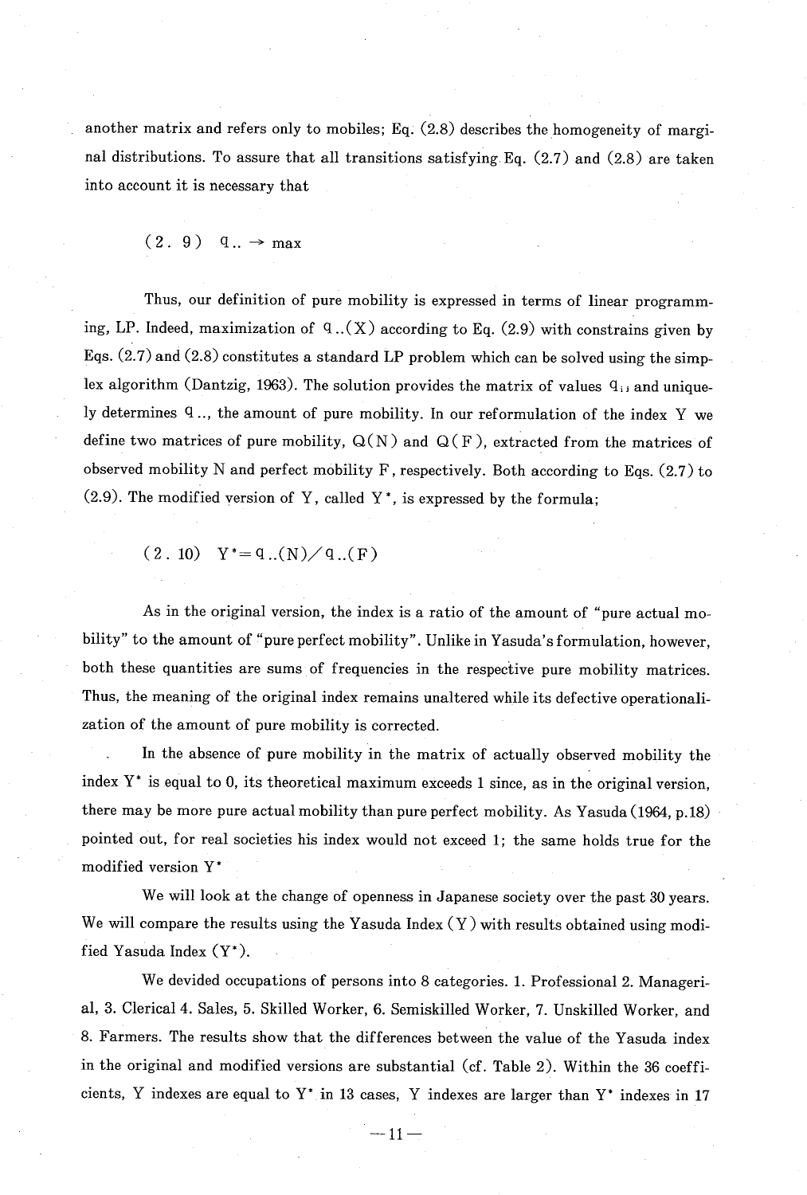another matrix and refers only to mobiles; Eq. (2.8) describes the homogeneity of marginal distributions. To assure that all transitions satisfying Eq. (2.7) and (2.8) are taken into account it is necessary that

$$(2.9) \quad q_{..} \rightarrow \max$$

Thus, our definition of pure mobility is expressed in terms of linear programming, LP. Indeed, maximization of $q_{..}(X)$ according to Eq. (2.9) with constrains given by Eqs. (2.7) and (2.8) constitutes a standard LP problem which can be solved using the simplex algorithm (Dantzig, 1963). The solution provides the matrix of values $q_{ij}$ and uniquely determines $q_{..}$, the amount of pure mobility. In our reformulation of the index Y we define two matrices of pure mobility, Q(N) and Q(F), extracted from the matrices of observed mobility N and perfect mobility F, respectively. Both according to Eqs. (2.7) to (2.9). The modified version of Y, called $Y^*$, is expressed by the formula;

$$(2.10) \quad Y^* = q_{..}(N) / q_{..}(F)$$

As in the original version, the index is a ratio of the amount of "pure actual mobility" to the amount of "pure perfect mobility". Unlike in Yasuda's formulation, however, both these quantities are sums of frequencies in the respective pure mobility matrices. Thus, the meaning of the original index remains unaltered while its defective operationalization of the amount of pure mobility is corrected.

In the absence of pure mobility in the matrix of actually observed mobility the index $Y^*$ is equal to 0, its theoretical maximum exceeds 1 since, as in the original version, there may be more pure actual mobility than pure perfect mobility. As Yasuda (1964, p.18) pointed out, for real societies his index would not exceed 1; the same holds true for the modified version $Y^*$

We will look at the change of openness in Japanese society over the past 30 years. We will compare the results using the Yasuda Index (Y) with results obtained using modified Yasuda Index ($Y^*$).

We devided occupations of persons into 8 categories. 1. Professional 2. Managerial, 3. Clerical 4. Sales, 5. Skilled Worker, 6. Semiskilled Worker, 7. Unskilled Worker, and 8. Farmers. The results show that the differences between the value of the Yasuda index in the original and modified versions are substantial (cf. Table 2). Within the 36 coefficients, Y indexes are equal to $Y^*$ in 13 cases, Y indexes are larger than $Y^*$ indexes in 17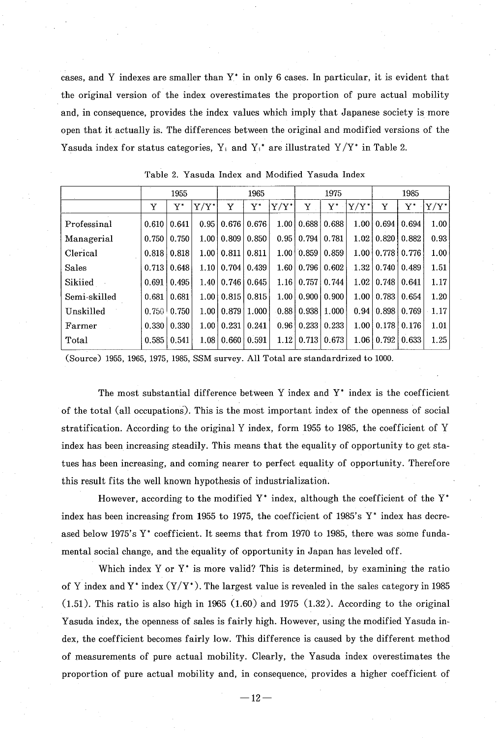cases, and Y indexes are smaller than $Y^*$ in only 6 cases. In particular, it is evident that the original version of the index overestimates the proportion of pure actual mobility and, in consequence, provides the index values which imply that Japanese society is more open that it actually is. The differences between the original and modified versions of the Yasuda index for status categories, $Y_i$ and $Y_i^*$ are illustrated $Y/Y^*$ in Table 2.

Table 2. Yasuda Index and Modified Yasuda Index

| | 1955 | | | 1965 | | | 1975 | | | 1985 | | |
|---|---|---|---|---|---|---|---|---|---|---|---|---|
| | Y | $Y^*$ | $Y/Y^*$ | Y | $Y^*$ | $Y/Y^*$ | Y | $Y^*$ | $Y/Y^*$ | Y | $Y^*$ | $Y/Y^*$ |
| Professinal | 0.610 | 0.641 | 0.95 | 0.676 | 0.676 | 1.00 | 0.688 | 0.688 | 1.00 | 0.694 | 0.694 | 1.00 |
| Managerial | 0.750 | 0.750 | 1.00 | 0.809 | 0.850 | 0.95 | 0.794 | 0.781 | 1.02 | 0.820 | 0.882 | 0.93 |
| Clerical | 0.818 | 0.818 | 1.00 | 0.811 | 0.811 | 1.00 | 0.859 | 0.859 | 1.00 | 0.778 | 0.776 | 1.00 |
| Sales | 0.713 | 0.648 | 1.10 | 0.704 | 0.439 | 1.60 | 0.796 | 0.602 | 1.32 | 0.740 | 0.489 | 1.51 |
| Sikiied | 0.691 | 0.495 | 1.40 | 0.746 | 0.645 | 1.16 | 0.757 | 0.744 | 1.02 | 0.748 | 0.641 | 1.17 |
| Semi-skilled | 0.681 | 0.681 | 1.00 | 0.815 | 0.815 | 1.00 | 0.900 | 0.900 | 1.00 | 0.783 | 0.654 | 1.20 |
| Unskilled | 0.750 | 0.750 | 1.00 | 0.879 | 1.000 | 0.88 | 0.938 | 1.000 | 0.94 | 0.898 | 0.769 | 1.17 |
| Farmer | 0.330 | 0.330 | 1.00 | 0.231 | 0.241 | 0.96 | 0.233 | 0.233 | 1.00 | 0.178 | 0.176 | 1.01 |
| Total | 0.585 | 0.541 | 1.08 | 0.660 | 0.591 | 1.12 | 0.713 | 0.673 | 1.06 | 0.792 | 0.633 | 1.25 |

(Source) 1955, 1965, 1975, 1985, SSM survey. All Total are standardrized to 1000.

The most substantial difference between Y index and $Y^*$ index is the coefficient of the total (all occupations). This is the most important index of the openness of social stratification. According to the original Y index, form 1955 to 1985, the coefficient of Y index has been increasing steadily. This means that the equality of opportunity to get status has been increasing, and coming nearer to perfect equality of opportunity. Therefore this result fits the well known hypothesis of industrialization.

However, according to the modified $Y^*$ index, although the coefficient of the $Y^*$ index has been increasing from 1955 to 1975, the coefficient of 1985's $Y^*$ index has decreased below 1975's $Y^*$ coefficient. It seems that from 1970 to 1985, there was some fundamental social change, and the equality of opportunity in Japan has leveled off.

Which index Y or $Y^*$ is more valid? This is determined, by examining the ratio of Y index and $Y^*$ index ($Y/Y^*$). The largest value is revealed in the sales category in 1985 (1.51). This ratio is also high in 1965 (1.60) and 1975 (1.32). According to the original Yasuda index, the openness of sales is fairly high. However, using the modified Yasuda index, the coefficient becomes fairly low. This difference is caused by the different method of measurements of pure actual mobility. Clearly, the Yasuda index overestimates the proportion of pure actual mobility and, in consequence, provides a higher coefficient of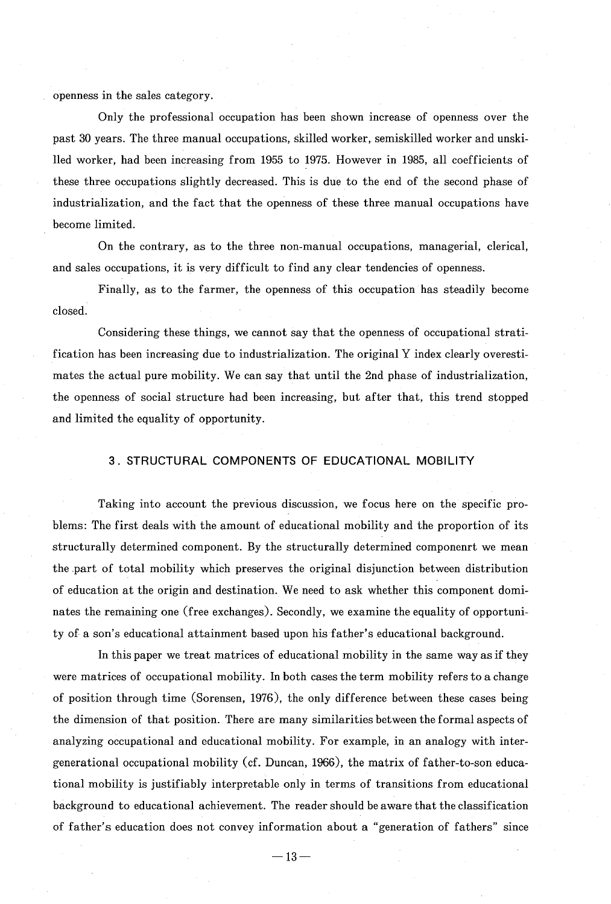openness in the sales category.

Only the professional occupation has been shown increase of openness over the past 30 years. The three manual occupations, skilled worker, semiskilled worker and unskilled worker, had been increasing from 1955 to 1975. However in 1985, all coefficients of these three occupations slightly decreased. This is due to the end of the second phase of industrialization, and the fact that the openness of these three manual occupations have become limited.

On the contrary, as to the three non-manual occupations, managerial, clerical, and sales occupations, it is very difficult to find any clear tendencies of openness.

Finally, as to the farmer, the openness of this occupation has steadily become closed.

Considering these things, we cannot say that the openness of occupational stratification has been increasing due to industrialization. The original Y index clearly overestimates the actual pure mobility. We can say that until the 2nd phase of industrialization, the openness of social structure had been increasing, but after that, this trend stopped and limited the equality of opportunity.

## 3. STRUCTURAL COMPONENTS OF EDUCATIONAL MOBILITY

Taking into account the previous discussion, we focus here on the specific problems: The first deals with the amount of educational mobility and the proportion of its structurally determined component. By the structurally determined componenrt we mean the part of total mobility which preserves the original disjunction between distribution of education at the origin and destination. We need to ask whether this component dominates the remaining one (free exchanges). Secondly, we examine the equality of opportunity of a son's educational attainment based upon his father's educational background.

In this paper we treat matrices of educational mobility in the same way as if they were matrices of occupational mobility. In both cases the term mobility refers to a change of position through time (Sorensen, 1976), the only difference between these cases being the dimension of that position. There are many similarities between the formal aspects of analyzing occupational and educational mobility. For example, in an analogy with intergenerational occupational mobility (cf. Duncan, 1966), the matrix of father-to-son educational mobility is justifiably interpretable only in terms of transitions from educational background to educational achievement. The reader should be aware that the classification of father's education does not convey information about a "generation of fathers" since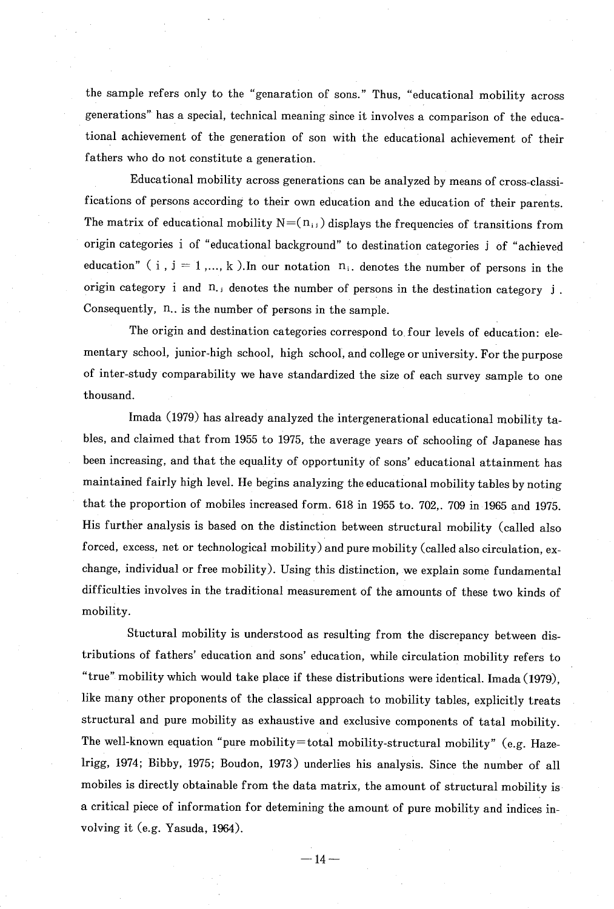the sample refers only to the "genaration of sons." Thus, "educational mobility across generations" has a special, technical meaning since it involves a comparison of the educational achievement of the generation of son with the educational achievement of their fathers who do not constitute a generation.

Educational mobility across generations can be analyzed by means of cross-classifications of persons according to their own education and the education of their parents. The matrix of educational mobility $N=(n_{ij})$ displays the frequencies of transitions from origin categories i of "educational background" to destination categories j of "achieved education" ( $i, j = 1, ..., k$ ).In our notation $n_{i.}$ denotes the number of persons in the origin category i and $n_{.j}$ denotes the number of persons in the destination category j . Consequently, $n_{..}$ is the number of persons in the sample.

The origin and destination categories correspond to four levels of education: elementary school, junior-high school, high school, and college or university. For the purpose of inter-study comparability we have standardized the size of each survey sample to one thousand.

Imada (1979) has already analyzed the intergenerational educational mobility tables, and claimed that from 1955 to 1975, the average years of schooling of Japanese has been increasing, and that the equality of opportunity of sons' educational attainment has maintained fairly high level. He begins analyzing the educational mobility tables by noting that the proportion of mobiles increased form. 618 in 1955 to. 702,. 709 in 1965 and 1975. His further analysis is based on the distinction between structural mobility (called also forced, excess, net or technological mobility) and pure mobility (called also circulation, exchange, individual or free mobility). Using this distinction, we explain some fundamental difficulties involves in the traditional measurement of the amounts of these two kinds of mobility.

Stuctural mobility is understood as resulting from the discrepancy between distributions of fathers' education and sons' education, while circulation mobility refers to "true" mobility which would take place if these distributions were identical. Imada (1979), like many other proponents of the classical approach to mobility tables, explicitly treats structural and pure mobility as exhaustive and exclusive components of tatal mobility. The well-known equation "pure mobility=total mobility-structural mobility" (e.g. Hazelrigg, 1974; Bibby, 1975; Boudon, 1973) underlies his analysis. Since the number of all mobiles is directly obtainable from the data matrix, the amount of structural mobility is a critical piece of information for detemining the amount of pure mobility and indices involving it (e.g. Yasuda, 1964).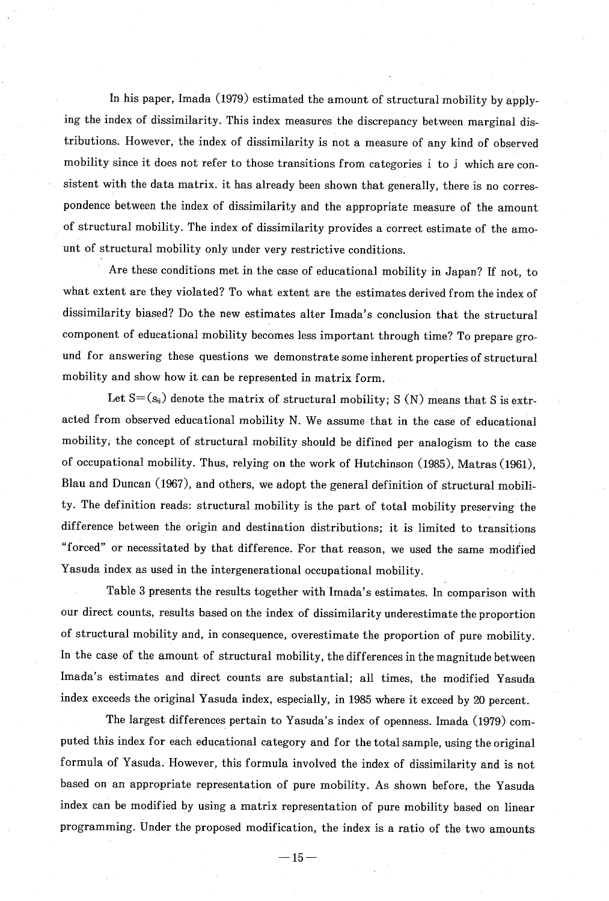In his paper, Imada (1979) estimated the amount of structural mobility by applying the index of dissimilarity. This index measures the discrepancy between marginal distributions. However, the index of dissimilarity is not a measure of any kind of observed mobility since it does not refer to those transitions from categories i to j which are consistent with the data matrix. it has already been shown that generally, there is no correspondence between the index of dissimilarity and the appropriate measure of the amount of structural mobility. The index of dissimilarity provides a correct estimate of the amount of structural mobility only under very restrictive conditions.

Are these conditions met in the case of educational mobility in Japan? If not, to what extent are they violated? To what extent are the estimates derived from the index of dissimilarity biased? Do the new estimates alter Imada's conclusion that the structural component of educational mobility becomes less important through time? To prepare ground for answering these questions we demonstrate some inherent properties of structural mobility and show how it can be represented in matrix form.

Let $S=(s_{ij})$ denote the matrix of structural mobility; S (N) means that S is extracted from observed educational mobility N. We assume that in the case of educational mobility, the concept of structural mobility should be difined per analogism to the case of occupational mobility. Thus, relying on the work of Hutchinson (1985), Matras (1961), Blau and Duncan (1967), and others, we adopt the general definition of structural mobility. The definition reads: structural mobility is the part of total mobility preserving the difference between the origin and destination distributions; it is limited to transitions "forced" or necessitated by that difference. For that reason, we used the same modified Yasuda index as used in the intergenerational occupational mobility.

Table 3 presents the results together with Imada's estimates. In comparison with our direct counts, results based on the index of dissimilarity underestimate the proportion of structural mobility and, in consequence, overestimate the proportion of pure mobility. In the case of the amount of structural mobility, the differences in the magnitude between Imada's estimates and direct counts are substantial; all times, the modified Yasuda index exceeds the original Yasuda index, especially, in 1985 where it exceed by 20 percent.

The largest differences pertain to Yasuda's index of openness. Imada (1979) computed this index for each educational category and for the total sample, using the original formula of Yasuda. However, this formula involved the index of dissimilarity and is not based on an appropriate representation of pure mobility. As shown before, the Yasuda index can be modified by using a matrix representation of pure mobility based on linear programming. Under the proposed modification, the index is a ratio of the two amounts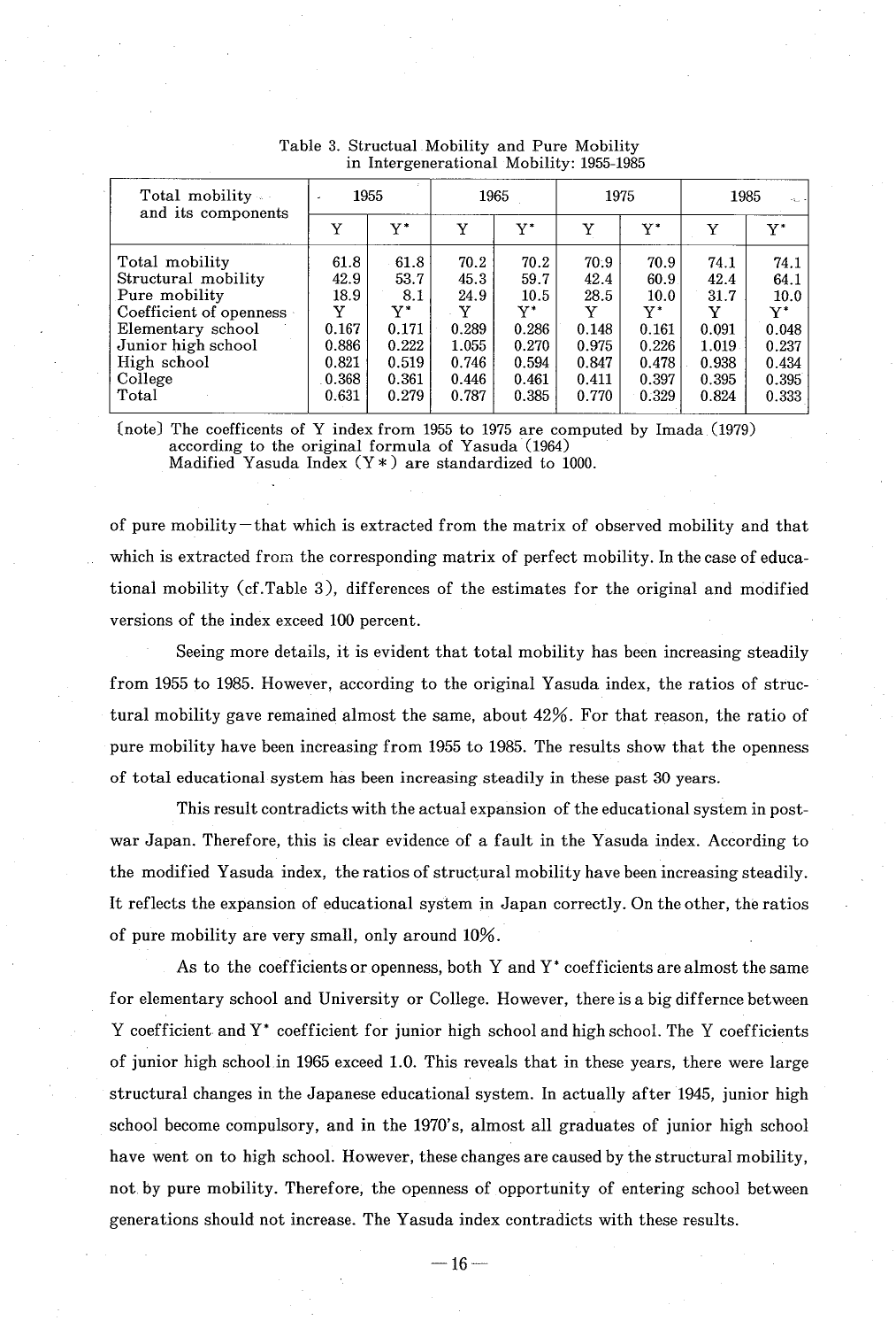Table 3. Structual Mobility and Pure Mobility in Intergenerational Mobility: 1955-1985

| Total mobility and its components | 1955 | | 1965 | | 1975 | | 1985 | |
|---|---|---|---|---|---|---|---|---|
| | Y | Y* | Y | Y* | Y | Y* | Y | Y* |
| Total mobility | 61.8 | 61.8 | 70.2 | 70.2 | 70.9 | 70.9 | 74.1 | 74.1 |
| Structural mobility | 42.9 | 53.7 | 45.3 | 59.7 | 42.4 | 60.9 | 42.4 | 64.1 |
| Pure mobility | 18.9 | 8.1 | 24.9 | 10.5 | 28.5 | 10.0 | 31.7 | 10.0 |
| Coefficient of openness | Y | Y* | Y | Y* | Y | Y* | Y | Y* |
| Elementary school | 0.167 | 0.171 | 0.289 | 0.286 | 0.148 | 0.161 | 0.091 | 0.048 |
| Junior high school | 0.886 | 0.222 | 1.055 | 0.270 | 0.975 | 0.226 | 1.019 | 0.237 |
| High school | 0.821 | 0.519 | 0.746 | 0.594 | 0.847 | 0.478 | 0.938 | 0.434 |
| College | 0.368 | 0.361 | 0.446 | 0.461 | 0.411 | 0.397 | 0.395 | 0.395 |
| Total | 0.631 | 0.279 | 0.787 | 0.385 | 0.770 | 0.329 | 0.824 | 0.333 |

〔note〕 The coefficents of Y index from 1955 to 1975 are computed by Imada (1979) according to the original formula of Yasuda (1964)
Modified Yasuda Index (Y*) are standardized to 1000.

of pure mobility—that which is extracted from the matrix of observed mobility and that which is extracted from the corresponding matrix of perfect mobility. In the case of educational mobility (cf.Table 3), differences of the estimates for the original and modified versions of the index exceed 100 percent.

Seeing more details, it is evident that total mobility has been increasing steadily from 1955 to 1985. However, according to the original Yasuda index, the ratios of structural mobility gave remained almost the same, about 42%. For that reason, the ratio of pure mobility have been increasing from 1955 to 1985. The results show that the openness of total educational system has been increasing steadily in these past 30 years.

This result contradicts with the actual expansion of the educational system in post-war Japan. Therefore, this is clear evidence of a fault in the Yasuda index. According to the modified Yasuda index, the ratios of structural mobility have been increasing steadily. It reflects the expansion of educational system in Japan correctly. On the other, the ratios of pure mobility are very small, only around 10%.

As to the coefficients or openness, both Y and Y* coefficients are almost the same for elementary school and University or College. However, there is a big differnce between Y coefficient and Y* coefficient for junior high school and high school. The Y coefficients of junior high school in 1965 exceed 1.0. This reveals that in these years, there were large structural changes in the Japanese educational system. In actually after 1945, junior high school become compulsory, and in the 1970's, almost all graduates of junior high school have went on to high school. However, these changes are caused by the structural mobility, not by pure mobility. Therefore, the openness of opportunity of entering school between generations should not increase. The Yasuda index contradicts with these results.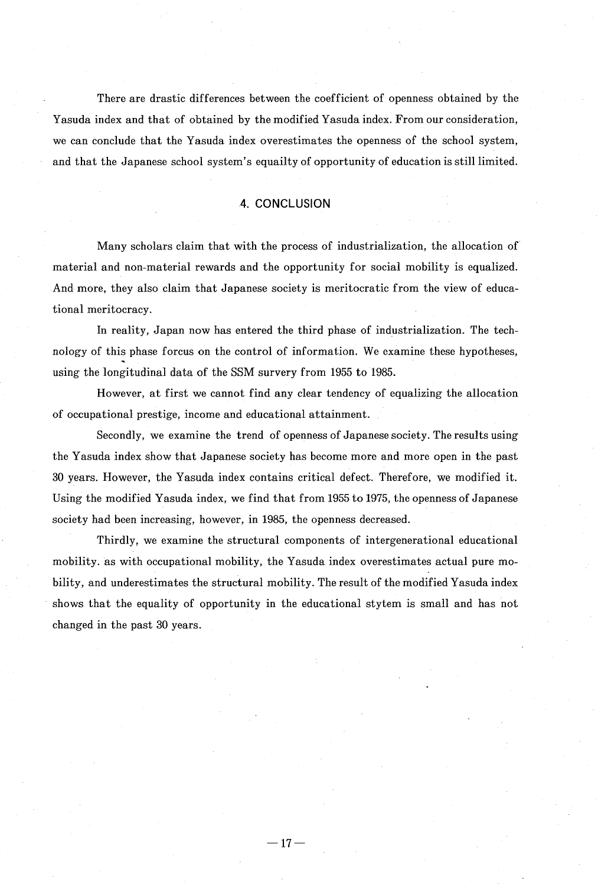There are drastic differences between the coefficient of openness obtained by the Yasuda index and that of obtained by the modified Yasuda index. From our consideration, we can conclude that the Yasuda index overestimates the openness of the school system, and that the Japanese school system's equailty of opportunity of education is still limited.

## 4. CONCLUSION

Many scholars claim that with the process of industrialization, the allocation of material and non-material rewards and the opportunity for social mobility is equalized. And more, they also claim that Japanese society is meritocratic from the view of educational meritocracy.

In reality, Japan now has entered the third phase of industrialization. The technology of this phase forcus on the control of information. We examine these hypotheses, using the longitudinal data of the SSM survery from 1955 to 1985.

However, at first we cannot find any clear tendency of equalizing the allocation of occupational prestige, income and educational attainment.

Secondly, we examine the trend of openness of Japanese society. The results using the Yasuda index show that Japanese society has become more and more open in the past 30 years. However, the Yasuda index contains critical defect. Therefore, we modified it. Using the modified Yasuda index, we find that from 1955 to 1975, the openness of Japanese society had been increasing, however, in 1985, the openness decreased.

Thirdly, we examine the structural components of intergenerational educational mobility. as with occupational mobility, the Yasuda index overestimates actual pure mobility, and underestimates the structural mobility. The result of the modified Yasuda index shows that the equality of opportunity in the educational stytem is small and has not changed in the past 30 years.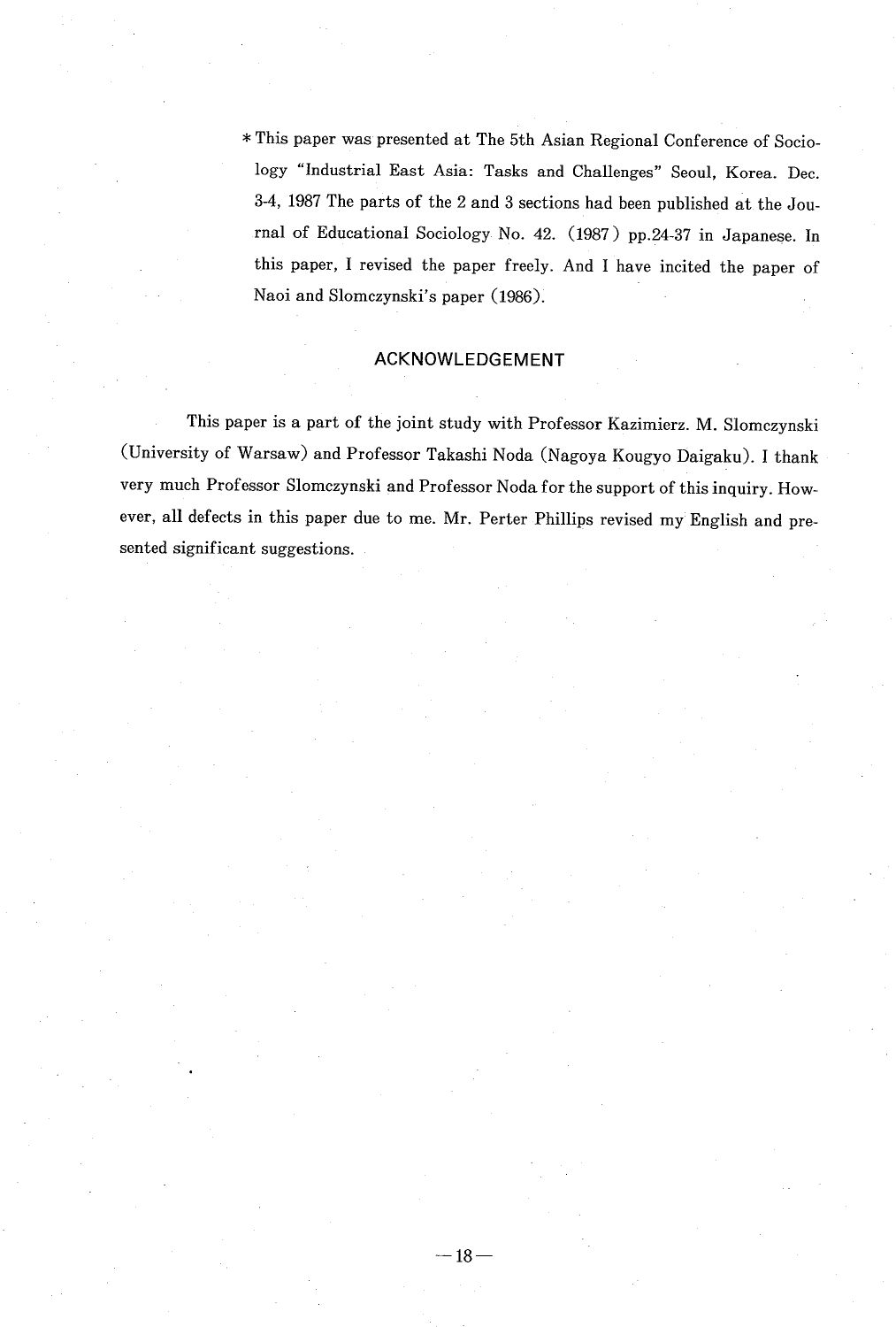* This paper was presented at The 5th Asian Regional Conference of Sociology "Industrial East Asia: Tasks and Challenges" Seoul, Korea. Dec. 3-4, 1987 The parts of the 2 and 3 sections had been published at the Journal of Educational Sociology No. 42. (1987) pp.24-37 in Japanese. In this paper, I revised the paper freely. And I have incited the paper of Naoi and Slomczynski's paper (1986).

## ACKNOWLEDGEMENT

This paper is a part of the joint study with Professor Kazimierz. M. Slomczynski (University of Warsaw) and Professor Takashi Noda (Nagoya Kougyo Daigaku). I thank very much Professor Slomczynski and Professor Noda for the support of this inquiry. However, all defects in this paper due to me. Mr. Perter Phillips revised my English and presented significant suggestions.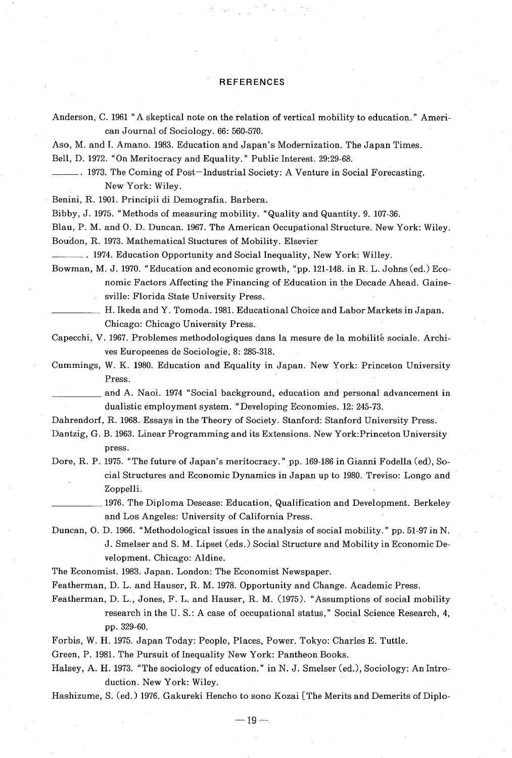## REFERENCES

Anderson, C. 1961 "A skeptical note on the relation of vertical mobility to education." American Journal of Sociology. 66: 560-570.

Aso, M. and I. Amano. 1983. Education and Japan's Modernization. The Japan Times.

Bell, D. 1972. "On Meritocracy and Equality." Public Interest. 29:29-68.

\_\_\_\_\_\_. 1973. The Coming of Post−Industrial Society: A Venture in Social Forecasting. New York: Wiley.

Benini, R. 1901. Principii di Demografia. Barbera.

Bibby, J. 1975. "Methods of measuring mobility. "Quality and Quantity. 9. 107-36.

Blau, P. M. and O. D. Duncan. 1967. The American Occupational Structure. New York: Wiley.

Boudon, R. 1973. Mathematical Stuctures of Mobility. Elsevier

\_\_\_\_\_\_. 1974. Education Opportunity and Social Inequality, New York: Willey.

Bowman, M. J. 1970. "Education and economic growth, "pp. 121-148. in R. L. Johns (ed.) Economic Factors Affecting the Financing of Education in the Decade Ahead. Gainesville: Florida State University Press.

\_\_\_\_\_\_ H. Ikeda and Y. Tomoda. 1981. Educational Choice and Labor Markets in Japan. Chicago: Chicago University Press.

Capecchi, V. 1967. Problemes methodologiques dans la mesure de la mobilité sociale. Archives Europeenes de Sociologie, 8: 285-318.

Cummings, W. K. 1980. Education and Equality in Japan. New York: Princeton University Press.

\_\_\_\_\_\_ and A. Naoi. 1974 "Social background, education and personal advancement in dualistic employment system. "Developing Economies. 12: 245-73.

Dahrendorf, R. 1968. Essays in the Theory of Society. Stanford: Stanford University Press.

Dantzig, G. B. 1963. Linear Programming and its Extensions. New York:Princeton University press.

Dore, R. P. 1975. "The future of Japan's meritocracy." pp. 169-186 in Gianni Fodella (ed), Social Structures and Economic Dynamics in Japan up to 1980. Treviso: Longo and Zoppelli.

\_\_\_\_\_\_ 1976. The Diploma Desease: Education, Qualification and Development. Berkeley and Los Angeles: University of California Press.

Duncan, O. D. 1966. "Methodological issues in the analysis of social mobility." pp. 51-97 in N. J. Smelser and S. M. Lipset (eds.) Social Structure and Mobility in Economic Development. Chicago: Aldine.

The Economist. 1983. Japan. London: The Economist Newspaper.

Featherman, D. L. and Hauser, R. M. 1978. Opportunity and Change. Academic Press.

Featherman, D. L., Jones, F. L. and Hauser, R. M. (1975). "Assumptions of social mobility research in the U. S.: A case of occupational status," Social Science Research, 4, pp. 329-60.

Forbis, W. H. 1975. Japan Today: People, Places, Power. Tokyo: Charles E. Tuttle.

Green, P. 1981. The Pursuit of Inequality New York: Pantheon Books.

Halsey, A. H. 1973. "The sociology of education." in N. J. Smelser (ed.), Sociology: An Introduction. New York: Wiley.

Hashizume, S. (ed.) 1976. Gakureki Hencho to sono Kozai [The Merits and Demerits of Diplo-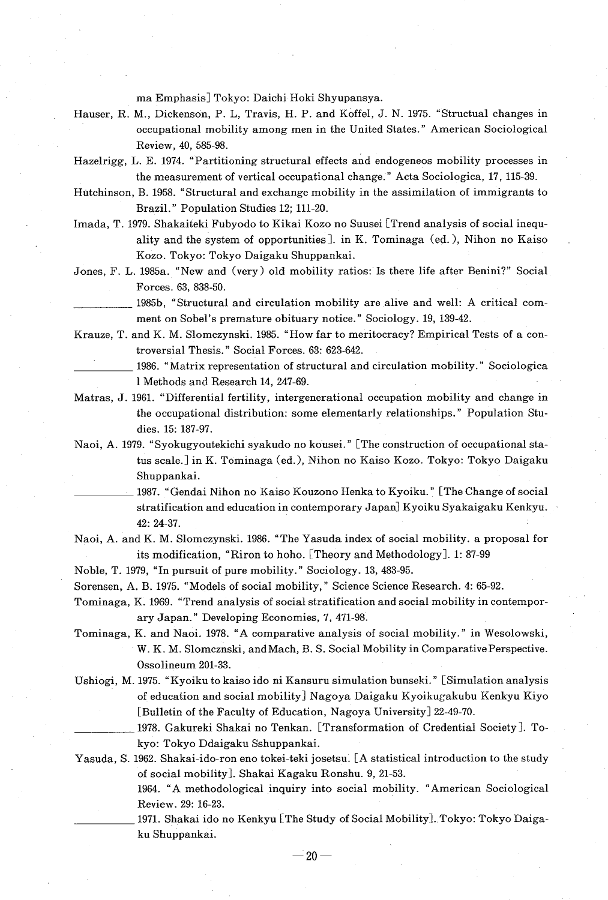ma Emphasis] Tokyo: Daichi Hoki Shyupansya.

Hauser, R. M., Dickenson, P. L, Travis, H. P. and Koffel, J. N. 1975. "Structual changes in occupational mobility among men in the United States." American Sociological Review, 40, 585-98.

Hazelrigg, L. E. 1974. "Partitioning structural effects and endogeneos mobility processes in the measurement of vertical occupational change." Acta Sociologica, 17, 115-39.

Hutchinson, B. 1958. "Structural and exchange mobility in the assimilation of immigrants to Brazil." Population Studies 12; 111-20.

Imada, T. 1979. Shakaiteki Fubyodo to Kikai Kozo no Suusei [Trend analysis of social inequality and the system of opportunities]. in K. Tominaga (ed.), Nihon no Kaiso Kozo. Tokyo: Tokyo Daigaku Shuppankai.

Jones, F. L. 1985a. "New and (very) old mobility ratios: Is there life after Benini?" Social Forces. 63, 838-50.

\_\_\_\_\_\_\_\_\_\_ 1985b, "Structural and circulation mobility are alive and well: A critical comment on Sobel's premature obituary notice." Sociology. 19, 139-42.

Krauze, T. and K. M. Slomczynski. 1985. "How far to meritocracy? Empirical Tests of a controversial Thesis." Social Forces. 63: 623-642.

\_\_\_\_\_\_\_\_\_\_ 1986. "Matrix representation of structural and circulation mobility." Sociological Methods and Research 14, 247-69.

Matras, J. 1961. "Differential fertility, intergenerational occupation mobility and change in the occupational distribution: some elementarly relationships." Population Studies. 15: 187-97.

Naoi, A. 1979. "Syokugyoutekichi syakudo no kousei." [The construction of occupational status scale.] in K. Tominaga (ed.), Nihon no Kaiso Kozo. Tokyo: Tokyo Daigaku Shuppankai.

\_\_\_\_\_\_\_\_\_\_ 1987. "Gendai Nihon no Kaiso Kouzono Henka to Kyoiku." [The Change of social stratification and education in contemporary Japan] Kyoiku Syakaigaku Kenkyu. 42: 24-37.

Naoi, A. and K. M. Slomczynski. 1986. "The Yasuda index of social mobility. a proposal for its modification, "Riron to hoho. [Theory and Methodology]. 1: 87-99

Noble, T. 1979, "In pursuit of pure mobility." Sociology. 13, 483-95.

Sorensen, A. B. 1975. "Models of social mobility," Science Science Research. 4: 65-92.

Tominaga, K. 1969. "Trend analysis of social stratification and social mobility in contemporary Japan." Developing Economies, 7, 471-98.

Tominaga, K. and Naoi. 1978. "A comparative analysis of social mobility." in Wesolowski, W. K. M. Slomcznski, and Mach, B. S. Social Mobility in Comparative Perspective. Ossolineum 201-33.

Ushiogi, M. 1975. "Kyoiku to kaiso ido ni Kansuru simulation bunseki." [Simulation analysis of education and social mobility] Nagoya Daigaku Kyoikugakubu Kenkyu Kiyo [Bulletin of the Faculty of Education, Nagoya University] 22-49-70.

\_\_\_\_\_\_\_\_\_\_ 1978. Gakureki Shakai no Tenkan. [Transformation of Credential Society]. Tokyo: Tokyo Ddaigaku Sshuppankai.

Yasuda, S. 1962. Shakai-ido-ron eno tokei-teki josetsu. [A statistical introduction to the study of social mobility]. Shakai Kagaku Ronshu. 9, 21-53.

1964. "A methodological inquiry into social mobility. "American Sociological Review. 29: 16-23.

\_\_\_\_\_\_\_\_\_\_ 1971. Shakai ido no Kenkyu [The Study of Social Mobility]. Tokyo: Tokyo Daigaku Shuppankai.